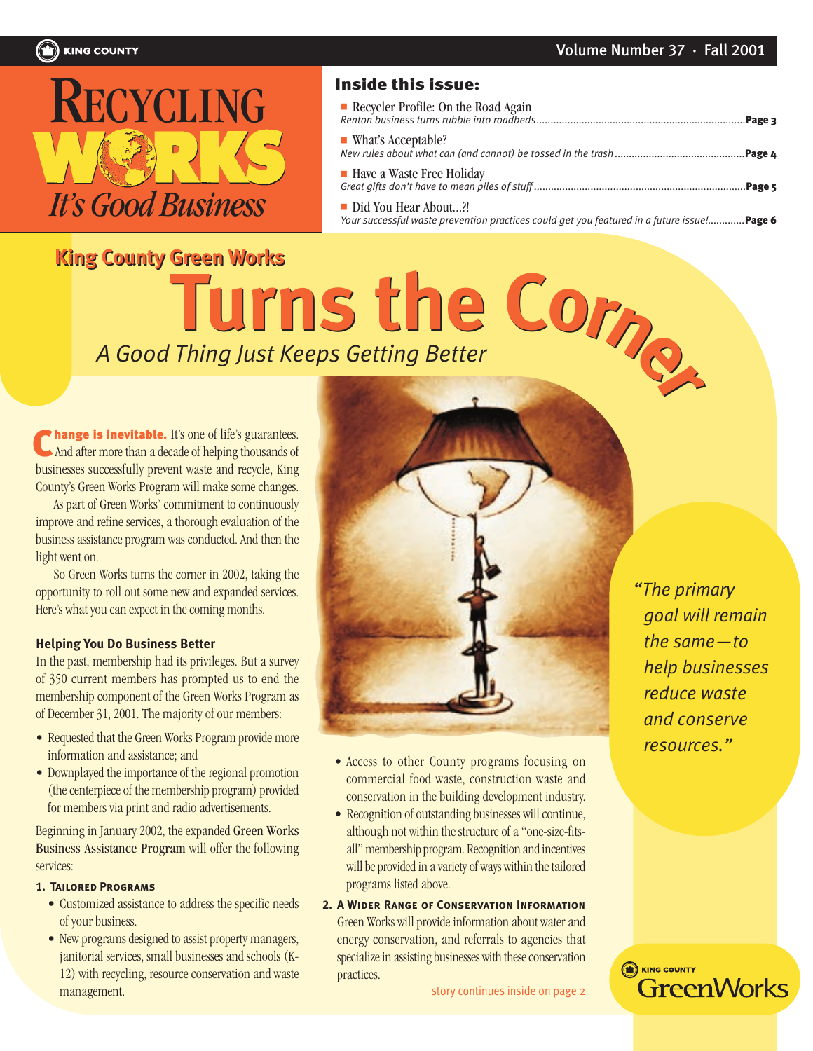KING COUNTY

# Recycling Works

*It's Good Business*

Volume Number 37 · Fall 2001

### Inside this issue:

- Recycler Profile: On the Road Again
  *Renton business turns rubble into roadbeds* ....... Page 3
- What's Acceptable?
  *New rules about what can (and cannot) be tossed in the trash* ....... Page 4
- Have a Waste Free Holiday
  *Great gifts don't have to mean piles of stuff* ....... Page 5
- Did You Hear About...?!
  *Your successful waste prevention practices could get you featured in a future issue!* ....... Page 6

## King County Green Works Turns the Corner

*A Good Thing Just Keeps Getting Better*

**Change is inevitable.** It's one of life's guarantees. And after more than a decade of helping thousands of businesses successfully prevent waste and recycle, King County's Green Works Program will make some changes.

As part of Green Works' commitment to continuously improve and refine services, a thorough evaluation of the business assistance program was conducted. And then the light went on.

So Green Works turns the corner in 2002, taking the opportunity to roll out some new and expanded services. Here's what you can expect in the coming months.

### Helping You Do Business Better

In the past, membership had its privileges. But a survey of 350 current members has prompted us to end the membership component of the Green Works Program as of December 31, 2001. The majority of our members:

- Requested that the Green Works Program provide more information and assistance; and
- Downplayed the importance of the regional promotion (the centerpiece of the membership program) provided for members via print and radio advertisements.

Beginning in January 2002, the expanded Green Works Business Assistance Program will offer the following services:

1. **Tailored Programs**
   - Customized assistance to address the specific needs of your business.
   - New programs designed to assist property managers, janitorial services, small businesses and schools (K-12) with recycling, resource conservation and waste management.
   - Access to other County programs focusing on commercial food waste, construction waste and conservation in the building development industry.
   - Recognition of outstanding businesses will continue, although not within the structure of a "one-size-fits-all" membership program. Recognition and incentives will be provided in a variety of ways within the tailored programs listed above.
2. **A Wider Range of Conservation Information**
   Green Works will provide information about water and energy conservation, and referrals to agencies that specialize in assisting businesses with these conservation practices.

story continues inside on page 2

*"The primary goal will remain the same—to help businesses reduce waste and conserve resources."*

KING COUNTY GreenWorks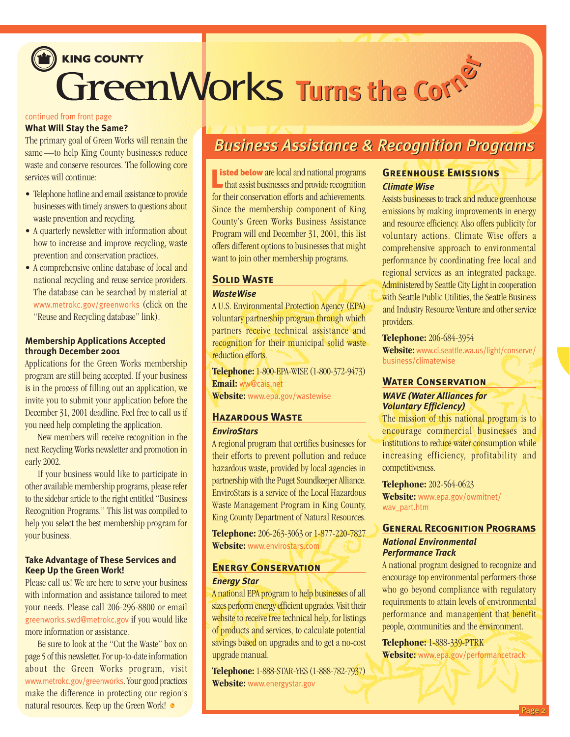# KING COUNTY GreenWorks Turns the Corner

continued from front page

### What Will Stay the Same?

The primary goal of Green Works will remain the same—to help King County businesses reduce waste and conserve resources. The following core services will continue:

- Telephone hotline and email assistance to provide businesses with timely answers to questions about waste prevention and recycling.
- A quarterly newsletter with information about how to increase and improve recycling, waste prevention and conservation practices.
- A comprehensive online database of local and national recycling and reuse service providers. The database can be searched by material at www.metrokc.gov/greenworks (click on the "Reuse and Recycling database" link).

### Membership Applications Accepted through December 2001

Applications for the Green Works membership program are still being accepted. If your business is in the process of filling out an application, we invite you to submit your application before the December 31, 2001 deadline. Feel free to call us if you need help completing the application.

New members will receive recognition in the next Recycling Works newsletter and promotion in early 2002.

If your business would like to participate in other available membership programs, please refer to the sidebar article to the right entitled "Business Recognition Programs." This list was compiled to help you select the best membership program for your business.

### Take Advantage of These Services and Keep Up the Green Work!

Please call us! We are here to serve your business with information and assistance tailored to meet your needs. Please call 206-296-8800 or email greenworks.swd@metrokc.gov if you would like more information or assistance.

Be sure to look at the "Cut the Waste" box on page 5 of this newsletter. For up-to-date information about the Green Works program, visit www.metrokc.gov/greenworks. Your good practices make the difference in protecting our region's natural resources. Keep up the Green Work!

## Business Assistance & Recognition Programs

**Listed below** are local and national programs that assist businesses and provide recognition for their conservation efforts and achievements. Since the membership component of King County's Green Works Business Assistance Program will end December 31, 2001, this list offers different options to businesses that might want to join other membership programs.

### Solid Waste

**_WasteWise_**

A U.S. Environmental Protection Agency (EPA) voluntary partnership program through which partners receive technical assistance and recognition for their municipal solid waste reduction efforts.

**Telephone:** 1-800-EPA-WISE (1-800-372-9473)
**Email:** ww@cais.net
**Website:** www.epa.gov/wastewise

### Hazardous Waste

**_EnviroStars_**

A regional program that certifies businesses for their efforts to prevent pollution and reduce hazardous waste, provided by local agencies in partnership with the Puget Soundkeeper Alliance. EnviroStars is a service of the Local Hazardous Waste Management Program in King County, King County Department of Natural Resources.

**Telephone:** 206-263-3063 or 1-877-220-7827
**Website:** www.envirostars.com

### Energy Conservation

**_Energy Star_**

A national EPA program to help businesses of all sizes perform energy efficient upgrades. Visit their website to receive free technical help, for listings of products and services, to calculate potential savings based on upgrades and to get a no-cost upgrade manual.

**Telephone:** 1-888-STAR-YES (1-888-782-7937)
**Website:** www.energystar.gov

### Greenhouse Emissions

**_Climate Wise_**

Assists businesses to track and reduce greenhouse emissions by making improvements in energy and resource efficiency. Also offers publicity for voluntary actions. Climate Wise offers a comprehensive approach to environmental performance by coordinating free local and regional services as an integrated package. Administered by Seattle City Light in cooperation with Seattle Public Utilities, the Seattle Business and Industry Resource Venture and other service providers.

**Telephone:** 206-684-3954
**Website:** www.ci.seattle.wa.us/light/conserve/business/climatewise

### Water Conservation

**_WAVE (Water Alliances for Voluntary Efficiency)_**

The mission of this national program is to encourage commercial businesses and institutions to reduce water consumption while increasing efficiency, profitability and competitiveness.

**Telephone:** 202-564-0623
**Website:** www.epa.gov/owmitnet/wav_part.htm

### General Recognition Programs

**_National Environmental Performance Track_**

A national program designed to recognize and encourage top environmental performers-those who go beyond compliance with regulatory requirements to attain levels of environmental performance and management that benefit people, communities and the environment.

**Telephone:** 1-888-339-PTRK
**Website:** www.epa.gov/performancetrack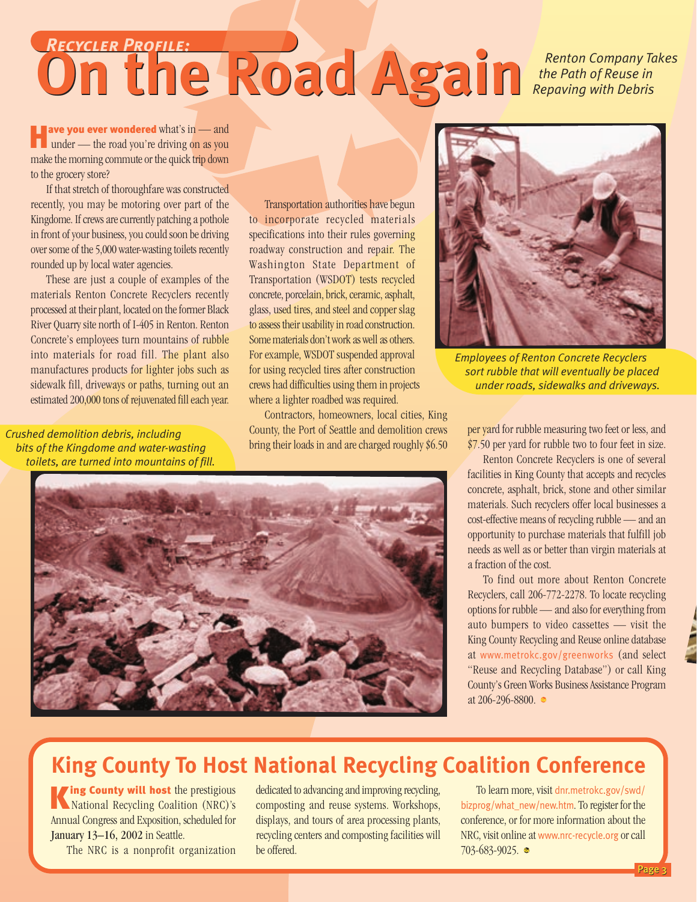*Recycler Profile:*

# On the Road Again

*Renton Company Takes the Path of Reuse in Repaving with Debris*

**Have you ever wondered** what's in — and under — the road you're driving on as you make the morning commute or the quick trip down to the grocery store?

If that stretch of thoroughfare was constructed recently, you may be motoring over part of the Kingdome. If crews are currently patching a pothole in front of your business, you could soon be driving over some of the 5,000 water-wasting toilets recently rounded up by local water agencies.

These are just a couple of examples of the materials Renton Concrete Recyclers recently processed at their plant, located on the former Black River Quarry site north of I-405 in Renton. Renton Concrete's employees turn mountains of rubble into materials for road fill. The plant also manufactures products for lighter jobs such as sidewalk fill, driveways or paths, turning out an estimated 200,000 tons of rejuvenated fill each year.

*Crushed demolition debris, including bits of the Kingdome and water-wasting toilets, are turned into mountains of fill.*

Transportation authorities have begun to incorporate recycled materials specifications into their rules governing roadway construction and repair. The Washington State Department of Transportation (WSDOT) tests recycled concrete, porcelain, brick, ceramic, asphalt, glass, used tires, and steel and copper slag to assess their usability in road construction. Some materials don't work as well as others. For example, WSDOT suspended approval for using recycled tires after construction crews had difficulties using them in projects where a lighter roadbed was required.

Contractors, homeowners, local cities, King County, the Port of Seattle and demolition crews bring their loads in and are charged roughly $6.50 per yard for rubble measuring two feet or less, and $7.50 per yard for rubble two to four feet in size.

*Employees of Renton Concrete Recyclers sort rubble that will eventually be placed under roads, sidewalks and driveways.*

Renton Concrete Recyclers is one of several facilities in King County that accepts and recycles concrete, asphalt, brick, stone and other similar materials. Such recyclers offer local businesses a cost-effective means of recycling rubble — and an opportunity to purchase materials that fulfill job needs as well as or better than virgin materials at a fraction of the cost.

To find out more about Renton Concrete Recyclers, call 206-772-2278. To locate recycling options for rubble — and also for everything from auto bumpers to video cassettes — visit the King County Recycling and Reuse online database at www.metrokc.gov/greenworks (and select "Reuse and Recycling Database") or call King County's Green Works Business Assistance Program at 206-296-8800.

## King County To Host National Recycling Coalition Conference

**King County will host** the prestigious National Recycling Coalition (NRC)'s Annual Congress and Exposition, scheduled for January 13–16, 2002 in Seattle.

The NRC is a nonprofit organization dedicated to advancing and improving recycling, composting and reuse systems. Workshops, displays, and tours of area processing plants, recycling centers and composting facilities will be offered.

To learn more, visit dnr.metrokc.gov/swd/bizprog/what_new/new.htm. To register for the conference, or for more information about the NRC, visit online at www.nrc-recycle.org or call 703-683-9025.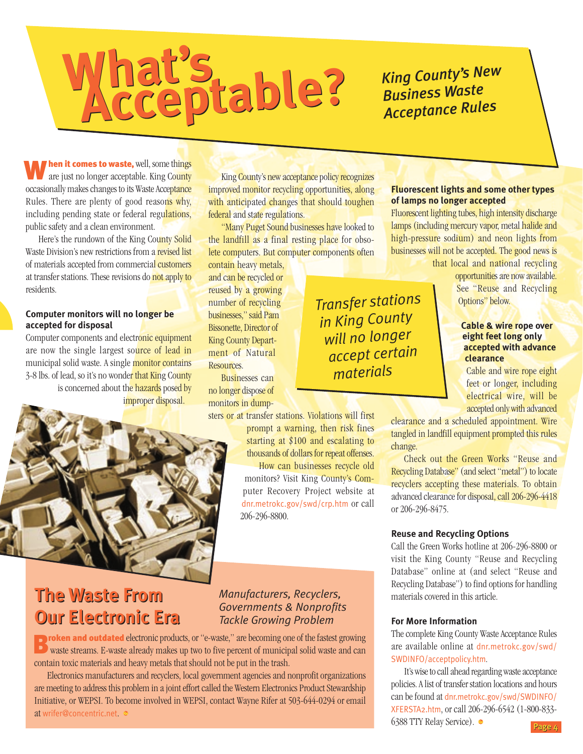# What's Acceptable?

*King County's New Business Waste Acceptance Rules*

**When it comes to waste,** well, some things are just no longer acceptable. King County occasionally makes changes to its Waste Acceptance Rules. There are plenty of good reasons why, including pending state or federal regulations, public safety and a clean environment.

Here's the rundown of the King County Solid Waste Division's new restrictions from a revised list of materials accepted from commercial customers at transfer stations. These revisions do not apply to residents.

### Computer monitors will no longer be accepted for disposal

Computer components and electronic equipment are now the single largest source of lead in municipal solid waste. A single monitor contains 3-8 lbs. of lead, so it's no wonder that King County is concerned about the hazards posed by improper disposal.

King County's new acceptance policy recognizes improved monitor recycling opportunities, along with anticipated changes that should toughen federal and state regulations.

"Many Puget Sound businesses have looked to the landfill as a final resting place for obsolete computers. But computer components often contain heavy metals, and can be recycled or reused by a growing number of recycling businesses," said Pam Bissonette, Director of King County Department of Natural Resources.

*Transfer stations in King County will no longer accept certain materials*

Businesses can no longer dispose of monitors in dumpsters or at transfer stations. Violations will first prompt a warning, then risk fines starting at $100 and escalating to thousands of dollars for repeat offenses.

How can businesses recycle old monitors? Visit King County's Computer Recovery Project website at dnr.metrokc.gov/swd/crp.htm or call 206-296-8800.

### Fluorescent lights and some other types of lamps no longer accepted

Fluorescent lighting tubes, high intensity discharge lamps (including mercury vapor, metal halide and high-pressure sodium) and neon lights from businesses will not be accepted. The good news is that local and national recycling opportunities are now available. See "Reuse and Recycling Options" below.

### Cable & wire rope over eight feet long only accepted with advance clearance

Cable and wire rope eight feet or longer, including electrical wire, will be accepted only with advanced clearance and a scheduled appointment. Wire tangled in landfill equipment prompted this rules change.

Check out the Green Works "Reuse and Recycling Database" (and select "metal") to locate recyclers accepting these materials. To obtain advanced clearance for disposal, call 206-296-4418 or 206-296-8475.

### Reuse and Recycling Options

Call the Green Works hotline at 206-296-8800 or visit the King County "Reuse and Recycling Database" online at (and select "Reuse and Recycling Database") to find options for handling materials covered in this article.

### For More Information

The complete King County Waste Acceptance Rules are available online at dnr.metrokc.gov/swd/SWDINFO/acceptpolicy.htm.

It's wise to call ahead regarding waste acceptance policies. A list of transfer station locations and hours can be found at dnr.metrokc.gov/swd/SWDINFO/XFERSTA2.htm, or call 206-296-6542 (1-800-833-6388 TTY Relay Service).

## The Waste From Our Electronic Era

*Manufacturers, Recyclers, Governments & Nonprofits Tackle Growing Problem*

**Broken and outdated** electronic products, or "e-waste," are becoming one of the fastest growing waste streams. E-waste already makes up two to five percent of municipal solid waste and can contain toxic materials and heavy metals that should not be put in the trash.

Electronics manufacturers and recyclers, local government agencies and nonprofit organizations are meeting to address this problem in a joint effort called the Western Electronics Product Stewardship Initiative, or WEPSI. To become involved in WEPSI, contact Wayne Rifer at 503-644-0294 or email at wrifer@concentric.net.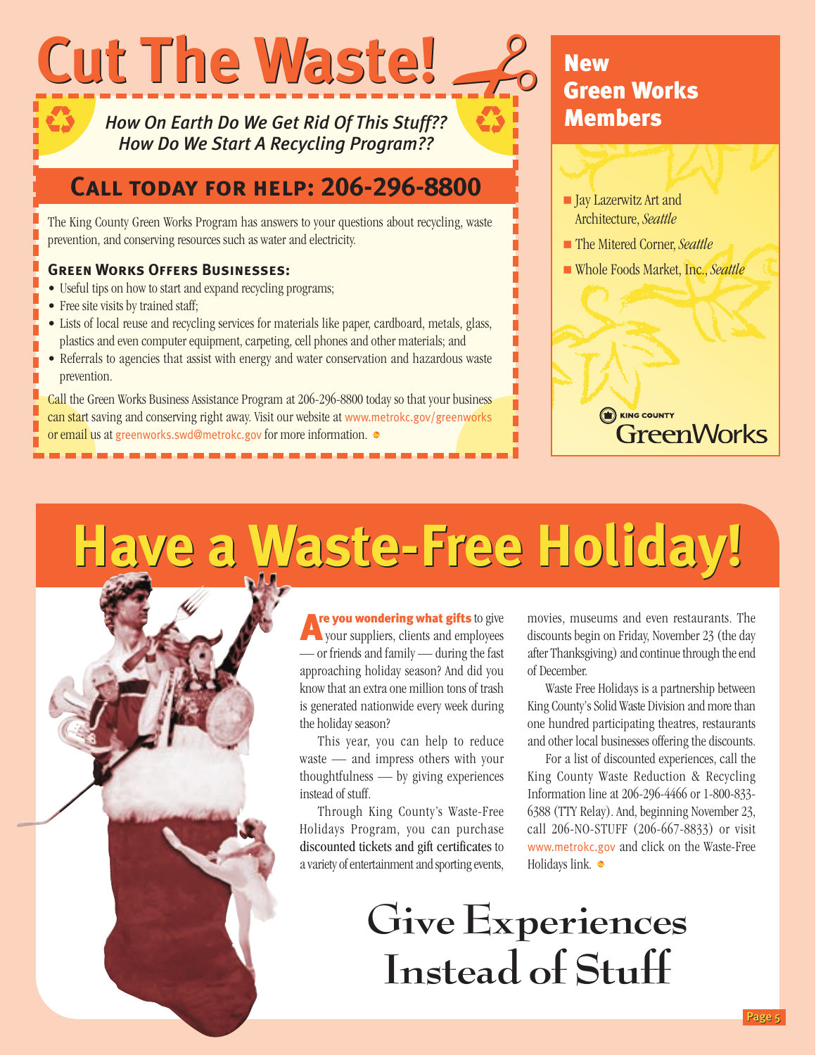# Cut The Waste!

*How On Earth Do We Get Rid Of This Stuff??*
*How Do We Start A Recycling Program??*

## Call today for help: 206-296-8800

The King County Green Works Program has answers to your questions about recycling, waste prevention, and conserving resources such as water and electricity.

### Green Works Offers Businesses:

- Useful tips on how to start and expand recycling programs;
- Free site visits by trained staff;
- Lists of local reuse and recycling services for materials like paper, cardboard, metals, glass, plastics and even computer equipment, carpeting, cell phones and other materials; and
- Referrals to agencies that assist with energy and water conservation and hazardous waste prevention.

Call the Green Works Business Assistance Program at 206-296-8800 today so that your business can start saving and conserving right away. Visit our website at www.metrokc.gov/greenworks or email us at greenworks.swd@metrokc.gov for more information.

## New Green Works Members

- Jay Lazerwitz Art and Architecture, *Seattle*
- The Mitered Corner, *Seattle*
- Whole Foods Market, Inc., *Seattle*

King County GreenWorks

# Have a Waste-Free Holiday!

**Are you wondering what gifts** to give your suppliers, clients and employees — or friends and family — during the fast approaching holiday season? And did you know that an extra one million tons of trash is generated nationwide every week during the holiday season?

This year, you can help to reduce waste — and impress others with your thoughtfulness — by giving experiences instead of stuff.

Through King County's Waste-Free Holidays Program, you can purchase discounted tickets and gift certificates to a variety of entertainment and sporting events, movies, museums and even restaurants. The discounts begin on Friday, November 23 (the day after Thanksgiving) and continue through the end of December.

Waste Free Holidays is a partnership between King County's Solid Waste Division and more than one hundred participating theatres, restaurants and other local businesses offering the discounts.

For a list of discounted experiences, call the King County Waste Reduction & Recycling Information line at 206-296-4466 or 1-800-833-6388 (TTY Relay). And, beginning November 23, call 206-NO-STUFF (206-667-8833) or visit www.metrokc.gov and click on the Waste-Free Holidays link.

## Give Experiences Instead of Stuff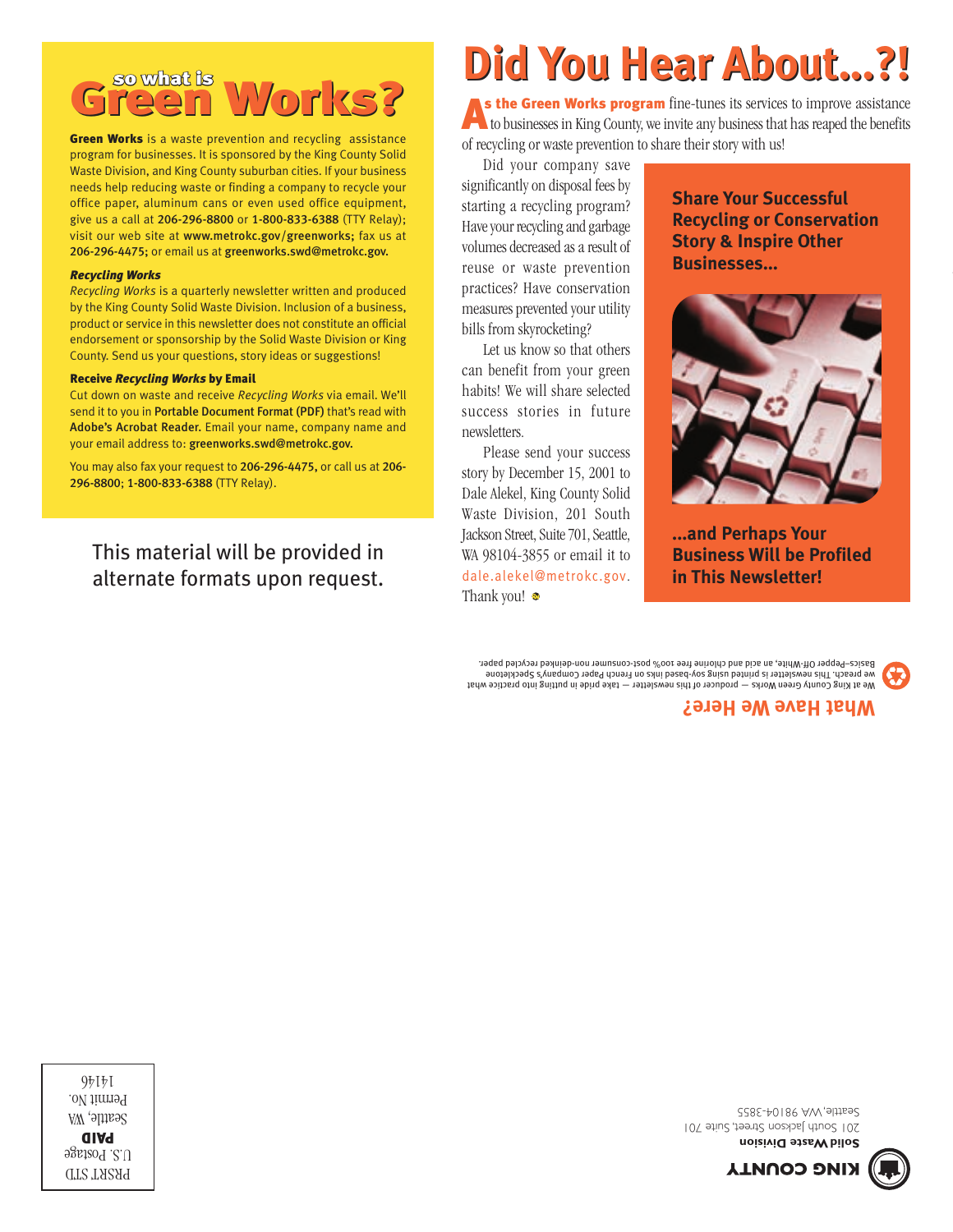# so what is Green Works?

**Green Works** is a waste prevention and recycling assistance program for businesses. It is sponsored by the King County Solid Waste Division, and King County suburban cities. If your business needs help reducing waste or finding a company to recycle your office paper, aluminum cans or even used office equipment, give us a call at **206-296-8800** or **1-800-833-6388** (TTY Relay); visit our web site at **www.metrokc.gov/greenworks;** fax us at **206-296-4475;** or email us at **greenworks.swd@metrokc.gov.**

***Recycling Works***

*Recycling Works* is a quarterly newsletter written and produced by the King County Solid Waste Division. Inclusion of a business, product or service in this newsletter does not constitute an official endorsement or sponsorship by the Solid Waste Division or King County. Send us your questions, story ideas or suggestions!

**Receive *Recycling Works* by Email**

Cut down on waste and receive *Recycling Works* via email. We'll send it to you in **Portable Document Format (PDF)** that's read with **Adobe's Acrobat Reader.** Email your name, company name and your email address to: **greenworks.swd@metrokc.gov.**

You may also fax your request to **206-296-4475,** or call us at **206-296-8800; 1-800-833-6388** (TTY Relay).

This material will be provided in alternate formats upon request.

# Did You Hear About...?!

**As the Green Works program** fine-tunes its services to improve assistance to businesses in King County, we invite any business that has reaped the benefits of recycling or waste prevention to share their story with us!

Did your company save significantly on disposal fees by starting a recycling program? Have your recycling and garbage volumes decreased as a result of reuse or waste prevention practices? Have conservation measures prevented your utility bills from skyrocketing?

Let us know so that others can benefit from your green habits! We will share selected success stories in future newsletters.

Please send your success story by December 15, 2001 to Dale Alekel, King County Solid Waste Division, 201 South Jackson Street, Suite 701, Seattle, WA 98104-3855 or email it to dale.alekel@metrokc.gov. Thank you!

**Share Your Successful Recycling or Conservation Story & Inspire Other Businesses...**

**...and Perhaps Your Business Will be Profiled in This Newsletter!**

## What Have We Here?

We at King County Green Works — producer of this newsletter — take pride in putting into practice what we preach. This newsletter is printed using soy-based inks on French Paper Company's Speckletone Basics–Pepper Off-White, an acid and chlorine free 100% post-consumer non-deinked recycled paper.

**KING COUNTY**
**Solid Waste Division**
201 South Jackson Street, Suite 701
Seattle, WA 98104-3855

PRSRT STD
U.S. Postage
**PAID**
Seattle, WA
Permit No.
14146